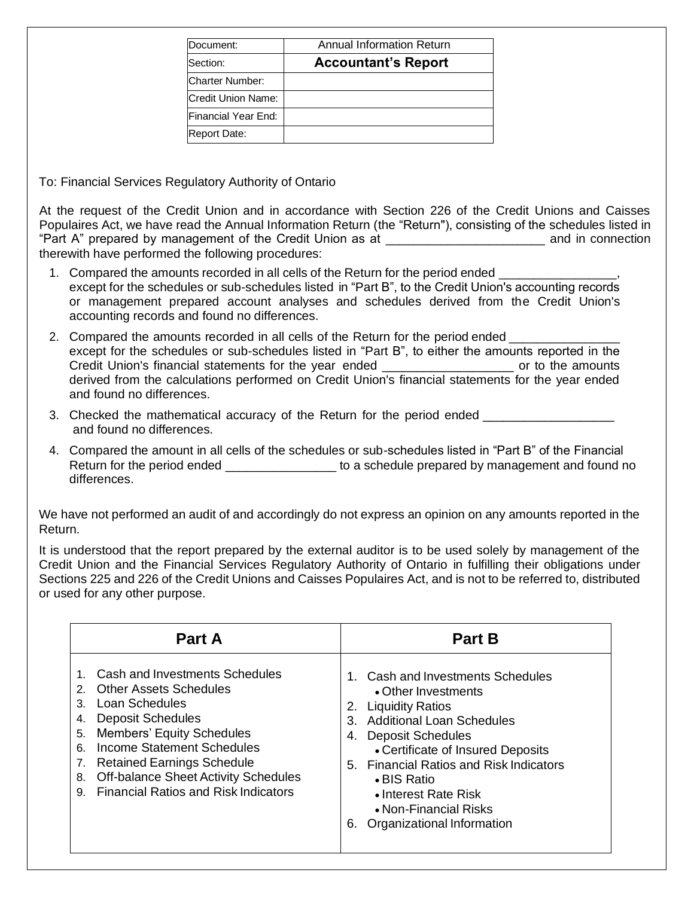| Document: | Annual Information Return |
|---|---|
| Section: | **Accountant's Report** |
| Charter Number: | |
| Credit Union Name: | |
| Financial Year End: | |
| Report Date: | |

To: Financial Services Regulatory Authority of Ontario

At the request of the Credit Union and in accordance with Section 226 of the Credit Unions and Caisses Populaires Act, we have read the Annual Information Return (the "Return"), consisting of the schedules listed in "Part A" prepared by management of the Credit Union as at _______________________ and in connection therewith have performed the following procedures:

1. Compared the amounts recorded in all cells of the Return for the period ended _________________, except for the schedules or sub-schedules listed in "Part B", to the Credit Union's accounting records or management prepared account analyses and schedules derived from the Credit Union's accounting records and found no differences.
2. Compared the amounts recorded in all cells of the Return for the period ended ________________ except for the schedules or sub-schedules listed in "Part B", to either the amounts reported in the Credit Union's financial statements for the year ended ___________________ or to the amounts derived from the calculations performed on Credit Union's financial statements for the year ended and found no differences.
3. Checked the mathematical accuracy of the Return for the period ended ___________________ and found no differences.
4. Compared the amount in all cells of the schedules or sub-schedules listed in "Part B" of the Financial Return for the period ended ________________ to a schedule prepared by management and found no differences.

We have not performed an audit of and accordingly do not express an opinion on any amounts reported in the Return.

It is understood that the report prepared by the external auditor is to be used solely by management of the Credit Union and the Financial Services Regulatory Authority of Ontario in fulfilling their obligations under Sections 225 and 226 of the Credit Unions and Caisses Populaires Act, and is not to be referred to, distributed or used for any other purpose.

| **Part A** | **Part B** |
|---|---|
| 1. Cash and Investments Schedules<br>2. Other Assets Schedules<br>3. Loan Schedules<br>4. Deposit Schedules<br>5. Members' Equity Schedules<br>6. Income Statement Schedules<br>7. Retained Earnings Schedule<br>8. Off-balance Sheet Activity Schedules<br>9. Financial Ratios and Risk Indicators | 1. Cash and Investments Schedules<br>• Other Investments<br>2. Liquidity Ratios<br>3. Additional Loan Schedules<br>4. Deposit Schedules<br>• Certificate of Insured Deposits<br>5. Financial Ratios and Risk Indicators<br>• BIS Ratio<br>• Interest Rate Risk<br>• Non-Financial Risks<br>6. Organizational Information |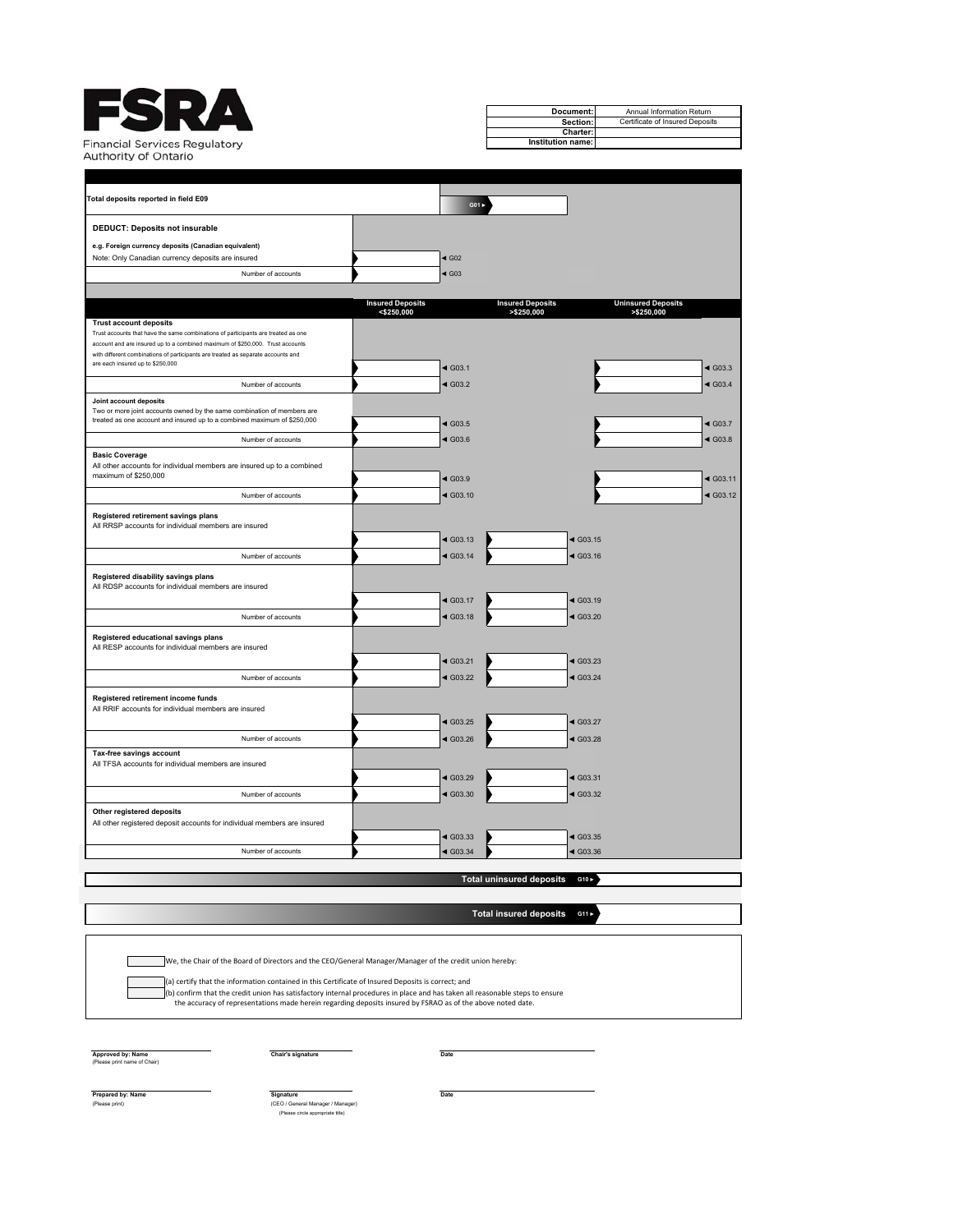**FSRA**

Financial Services Regulatory Authority of Ontario

| | |
|---|---|
| **Document:** | Annual Information Return |
| **Section:** | Certificate of Insured Deposits |
| **Charter:** | |
| **Institution name:** | |

| | | | |
|---|---|---|---|
| **Total deposits reported in field E09** | | G01 ► | |
| **DEDUCT: Deposits not insurable** | | | |
| **e.g. Foreign currency deposits (Canadian equivalent)** Note: Only Canadian currency deposits are insured | | ◄ G02 | |
| Number of accounts | | ◄ G03 | |

| | Insured Deposits <$250,000 | | Insured Deposits >$250,000 | | Uninsured Deposits >$250,000 | |
|---|---|---|---|---|---|---|
| **Trust account deposits** Trust accounts that have the same combinations of participants are treated as one account and are insured up to a combined maximum of $250,000. Trust accounts with different combinations of participants are treated as separate accounts and are each insured up to $250,000 | | ◄ G03.1 | | | | ◄ G03.3 |
| Number of accounts | | ◄ G03.2 | | | | ◄ G03.4 |
| **Joint account deposits** Two or more joint accounts owned by the same combination of members are treated as one account and insured up to a combined maximum of $250,000 | | ◄ G03.5 | | | | ◄ G03.7 |
| Number of accounts | | ◄ G03.6 | | | | ◄ G03.8 |
| **Basic Coverage** All other accounts for individual members are insured up to a combined maximum of $250,000 | | ◄ G03.9 | | | | ◄ G03.11 |
| Number of accounts | | ◄ G03.10 | | | | ◄ G03.12 |
| **Registered retirement savings plans** All RRSP accounts for individual members are insured | | ◄ G03.13 | | ◄ G03.15 | | |
| Number of accounts | | ◄ G03.14 | | ◄ G03.16 | | |
| **Registered disability savings plans** All RDSP accounts for individual members are insured | | ◄ G03.17 | | ◄ G03.19 | | |
| Number of accounts | | ◄ G03.18 | | ◄ G03.20 | | |
| **Registered educational savings plans** All RESP accounts for individual members are insured | | ◄ G03.21 | | ◄ G03.23 | | |
| Number of accounts | | ◄ G03.22 | | ◄ G03.24 | | |
| **Registered retirement income funds** All RRIF accounts for individual members are insured | | ◄ G03.25 | | ◄ G03.27 | | |
| Number of accounts | | ◄ G03.26 | | ◄ G03.28 | | |
| **Tax-free savings account** All TFSA accounts for individual members are insured | | ◄ G03.29 | | ◄ G03.31 | | |
| Number of accounts | | ◄ G03.30 | | ◄ G03.32 | | |
| **Other registered deposits** All other registered deposit accounts for individual members are insured | | ◄ G03.33 | | ◄ G03.35 | | |
| Number of accounts | | ◄ G03.34 | | ◄ G03.36 | | |

| | |
|---|---|
| **Total uninsured deposits** G10 ► | |
| **Total insured deposits** G11 ► | |

We, the Chair of the Board of Directors and the CEO/General Manager/Manager of the credit union hereby:

(a) certify that the information contained in this Certificate of Insured Deposits is correct; and

(b) confirm that the credit union has satisfactory internal procedures in place and has taken all reasonable steps to ensure the accuracy of representations made herein regarding deposits insured by FSRAO as of the above noted date.

| | | |
|---|---|---|
| **Approved by: Name** (Please print name of Chair) | **Chair's signature** | **Date** |
| **Prepared by: Name** (Please print) | **Signature** (CEO / General Manager / Manager) (Please circle appropriate title) | **Date** |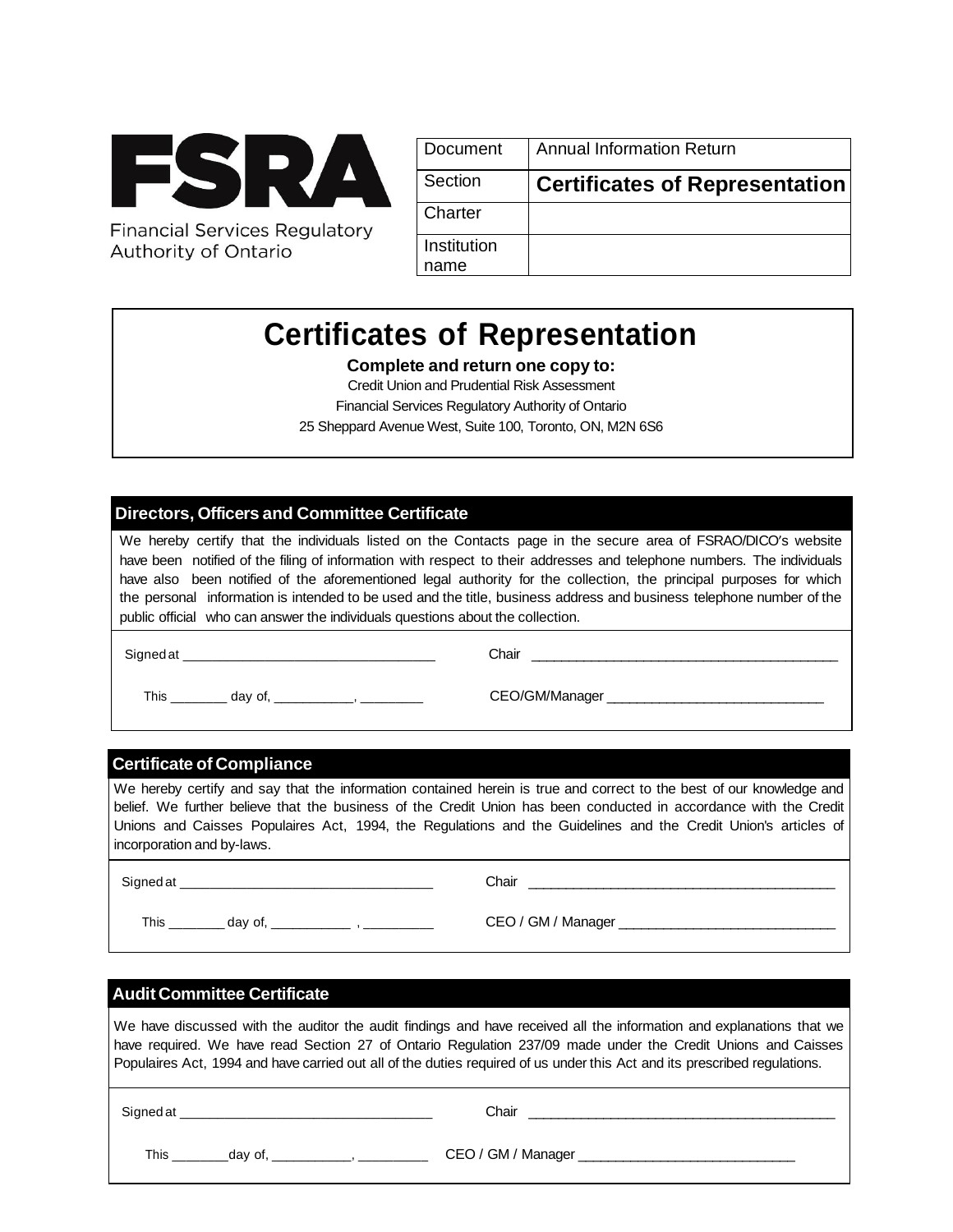FSRA

Financial Services Regulatory Authority of Ontario

| | |
|---|---|
| Document | Annual Information Return |
| Section | **Certificates of Representation** |
| Charter | |
| Institution name | |

# Certificates of Representation

**Complete and return one copy to:**

Credit Union and Prudential Risk Assessment

Financial Services Regulatory Authority of Ontario

25 Sheppard Avenue West, Suite 100, Toronto, ON, M2N 6S6

## Directors, Officers and Committee Certificate

We hereby certify that the individuals listed on the Contacts page in the secure area of FSRAO/DICO's website have been notified of the filing of information with respect to their addresses and telephone numbers. The individuals have also been notified of the aforementioned legal authority for the collection, the principal purposes for which the personal information is intended to be used and the title, business address and business telephone number of the public official who can answer the individuals questions about the collection.

Signed at ______________________________ Chair ______________________________

This ________ day of, ___________, _________ CEO/GM/Manager ______________________________

## Certificate of Compliance

We hereby certify and say that the information contained herein is true and correct to the best of our knowledge and belief. We further believe that the business of the Credit Union has been conducted in accordance with the Credit Unions and Caisses Populaires Act, 1994, the Regulations and the Guidelines and the Credit Union's articles of incorporation and by-laws.

Signed at ______________________________ Chair ______________________________

This ________ day of, ___________ , _________ CEO / GM / Manager ______________________________

## Audit Committee Certificate

We have discussed with the auditor the audit findings and have received all the information and explanations that we have required. We have read Section 27 of Ontario Regulation 237/09 made under the Credit Unions and Caisses Populaires Act, 1994 and have carried out all of the duties required of us under this Act and its prescribed regulations.

Signed at ______________________________ Chair ______________________________

This ________day of, ___________, _________ CEO / GM / Manager ______________________________